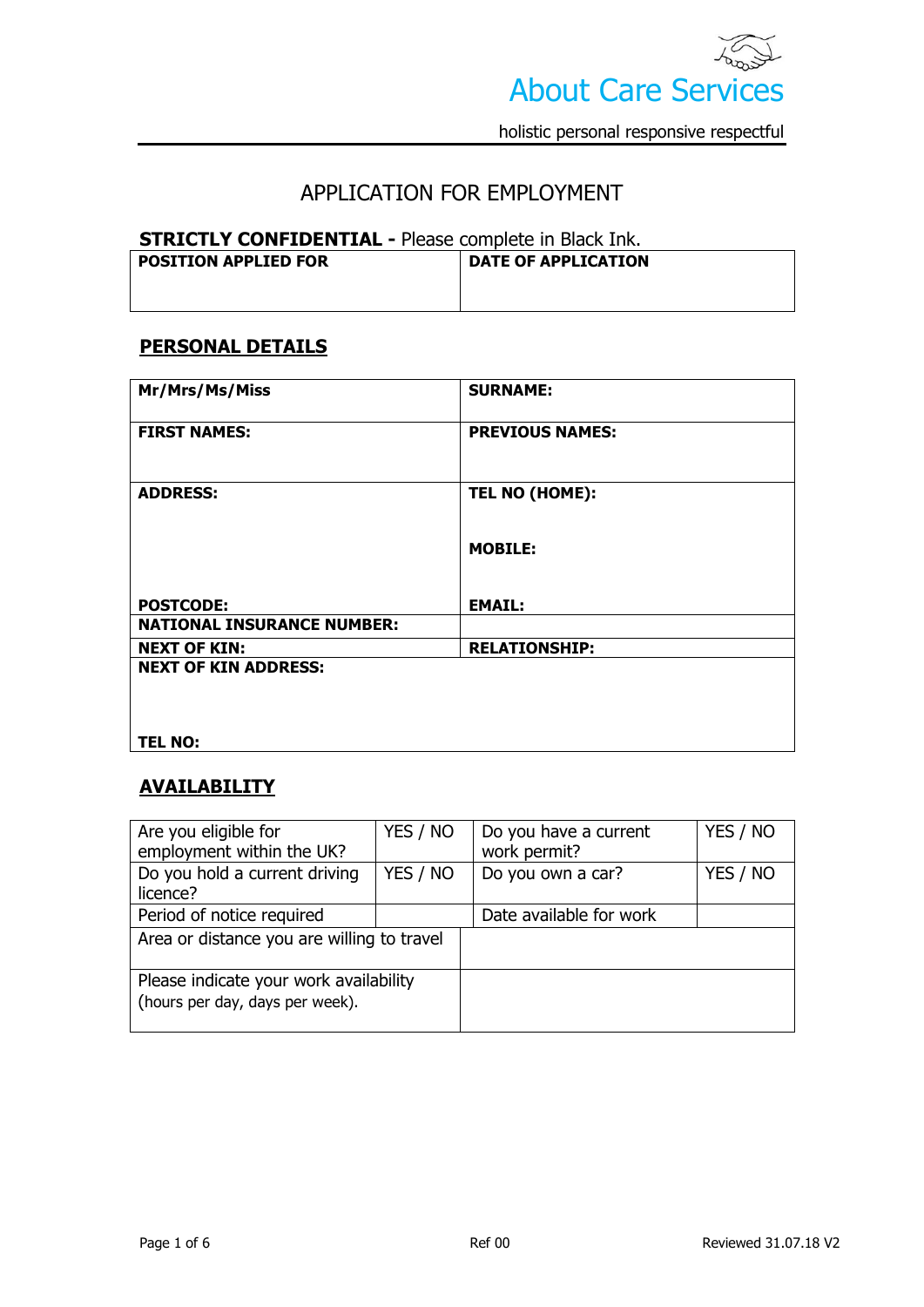About Care Services

holistic personal responsive respectful

# APPLICATION FOR EMPLOYMENT

**STRICTLY CONFIDENTIAL -** Please complete in Black Ink.

| POSITION APPLIED FOR | DATE OF APPLICATION |
|---|---|
| | |

## PERSONAL DETAILS

| | |
|---|---|
| **Mr/Mrs/Ms/Miss** | **SURNAME:** |
| **FIRST NAMES:** | **PREVIOUS NAMES:** |
| **ADDRESS:**<br><br>**POSTCODE:** | **TEL NO (HOME):**<br><br>**MOBILE:**<br><br>**EMAIL:** |
| **NATIONAL INSURANCE NUMBER:** | |
| **NEXT OF KIN:** | **RELATIONSHIP:** |
| **NEXT OF KIN ADDRESS:**<br><br>**TEL NO:** | |

## AVAILABILITY

| | | | |
|---|---|---|---|
| Are you eligible for employment within the UK? | YES / NO | Do you have a current work permit? | YES / NO |
| Do you hold a current driving licence? | YES / NO | Do you own a car? | YES / NO |
| Period of notice required | | Date available for work | |
| Area or distance you are willing to travel | | | |
| Please indicate your work availability (hours per day, days per week). | | | |

Ref 00

Reviewed 31.07.18 V2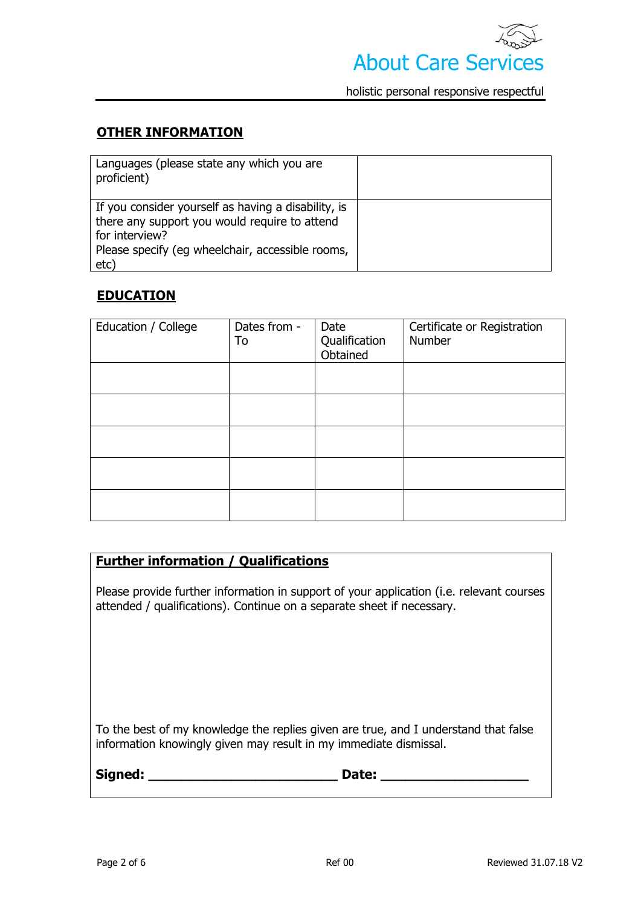## OTHER INFORMATION

| Languages (please state any which you are proficient) | |
|---|---|
| If you consider yourself as having a disability, is there any support you would require to attend for interview? Please specify (eg wheelchair, accessible rooms, etc) | |

## EDUCATION

| Education / College | Dates from - To | Date Qualification Obtained | Certificate or Registration Number |
|---|---|---|---|
| | | | |
| | | | |
| | | | |
| | | | |
| | | | |

## Further information / Qualifications

Please provide further information in support of your application (i.e. relevant courses attended / qualifications). Continue on a separate sheet if necessary.

To the best of my knowledge the replies given are true, and I understand that false information knowingly given may result in my immediate dismissal.

**Signed: \_\_\_\_\_\_\_\_\_\_\_\_\_\_\_\_\_\_\_\_\_\_\_\_\_ Date: \_\_\_\_\_\_\_\_\_\_\_\_\_\_\_\_\_\_\_\_**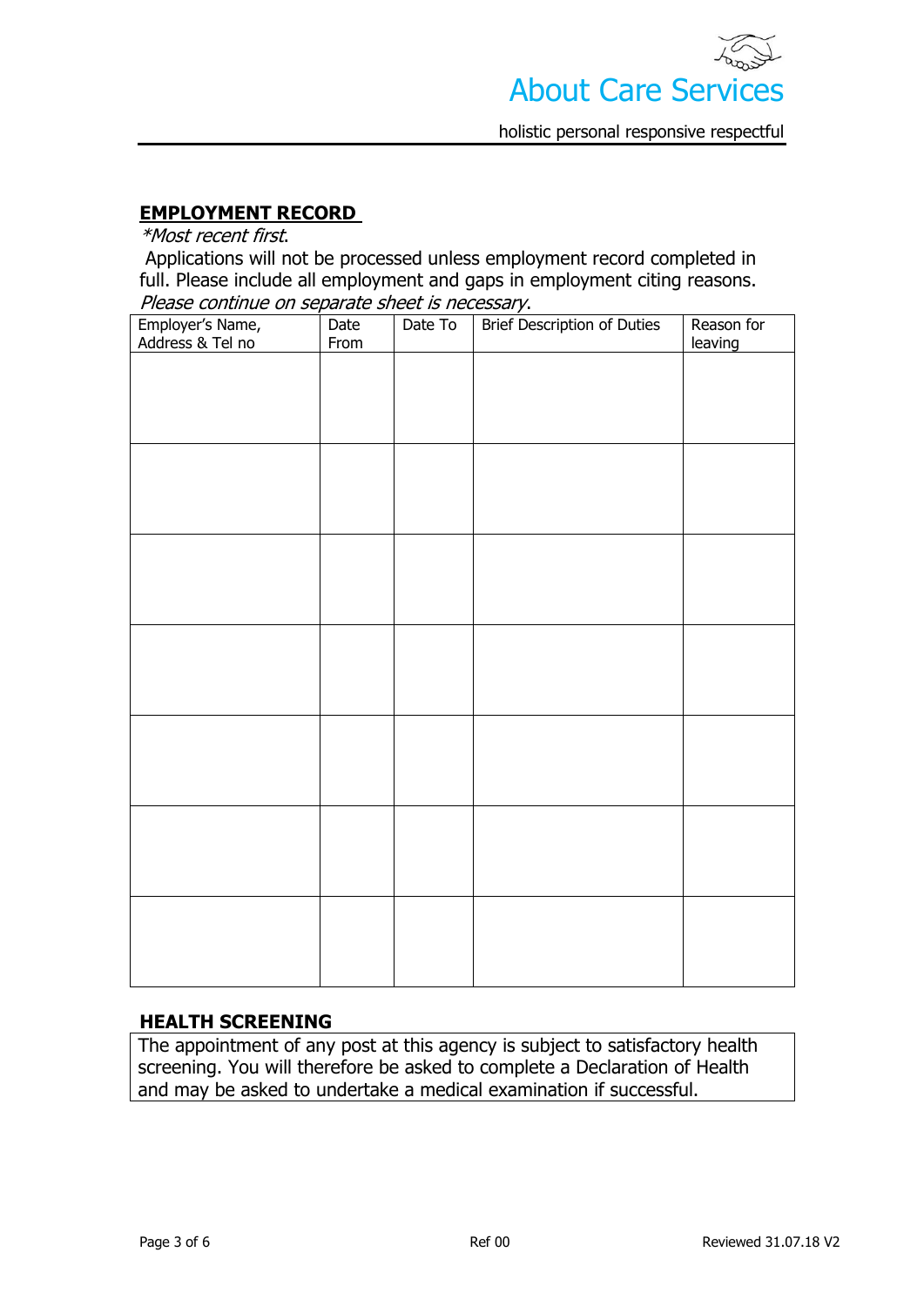## EMPLOYMENT RECORD

*\*Most recent first.*

Applications will not be processed unless employment record completed in full. Please include all employment and gaps in employment citing reasons. *Please continue on separate sheet is necessary.*

| Employer's Name, Address & Tel no | Date From | Date To | Brief Description of Duties | Reason for leaving |
|---|---|---|---|---|
| | | | | |
| | | | | |
| | | | | |
| | | | | |
| | | | | |
| | | | | |
| | | | | |

## HEALTH SCREENING

The appointment of any post at this agency is subject to satisfactory health screening. You will therefore be asked to complete a Declaration of Health and may be asked to undertake a medical examination if successful.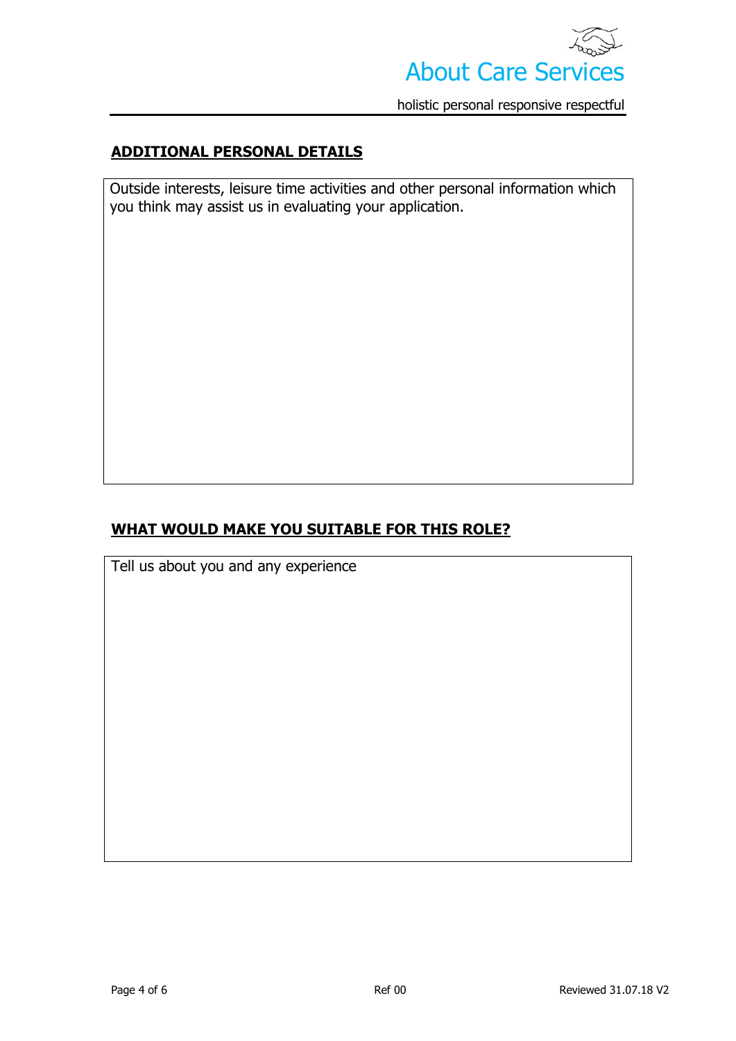## ADDITIONAL PERSONAL DETAILS

| Outside interests, leisure time activities and other personal information which you think may assist us in evaluating your application. |
|---|
| |

## WHAT WOULD MAKE YOU SUITABLE FOR THIS ROLE?

| Tell us about you and any experience |
|---|
| |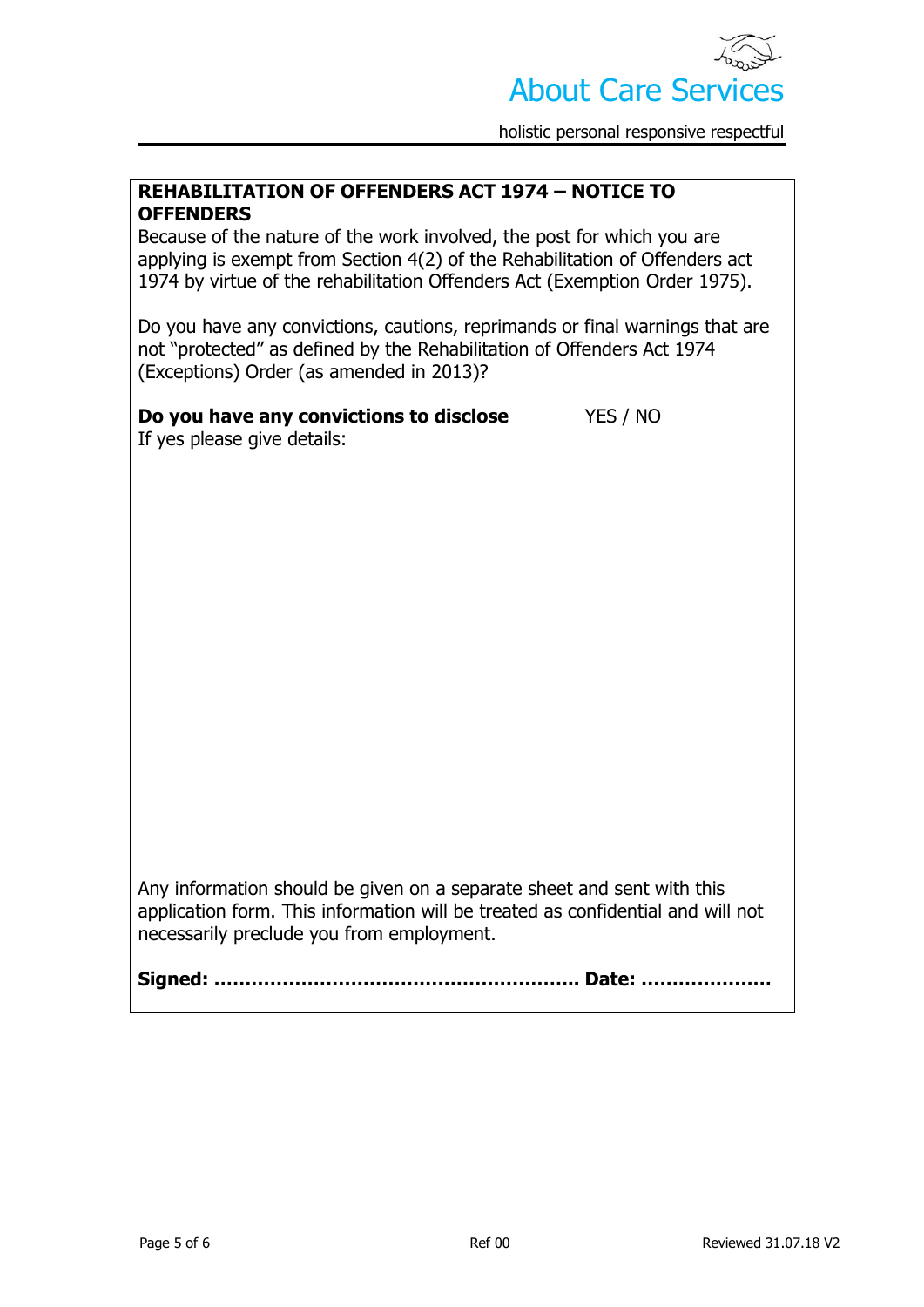## REHABILITATION OF OFFENDERS ACT 1974 – NOTICE TO OFFENDERS

Because of the nature of the work involved, the post for which you are applying is exempt from Section 4(2) of the Rehabilitation of Offenders act 1974 by virtue of the rehabilitation Offenders Act (Exemption Order 1975).

Do you have any convictions, cautions, reprimands or final warnings that are not "protected" as defined by the Rehabilitation of Offenders Act 1974 (Exceptions) Order (as amended in 2013)?

**Do you have any convictions to disclose** YES / NO

If yes please give details:

Any information should be given on a separate sheet and sent with this application form. This information will be treated as confidential and will not necessarily preclude you from employment.

**Signed: ......................................................... Date: ....................**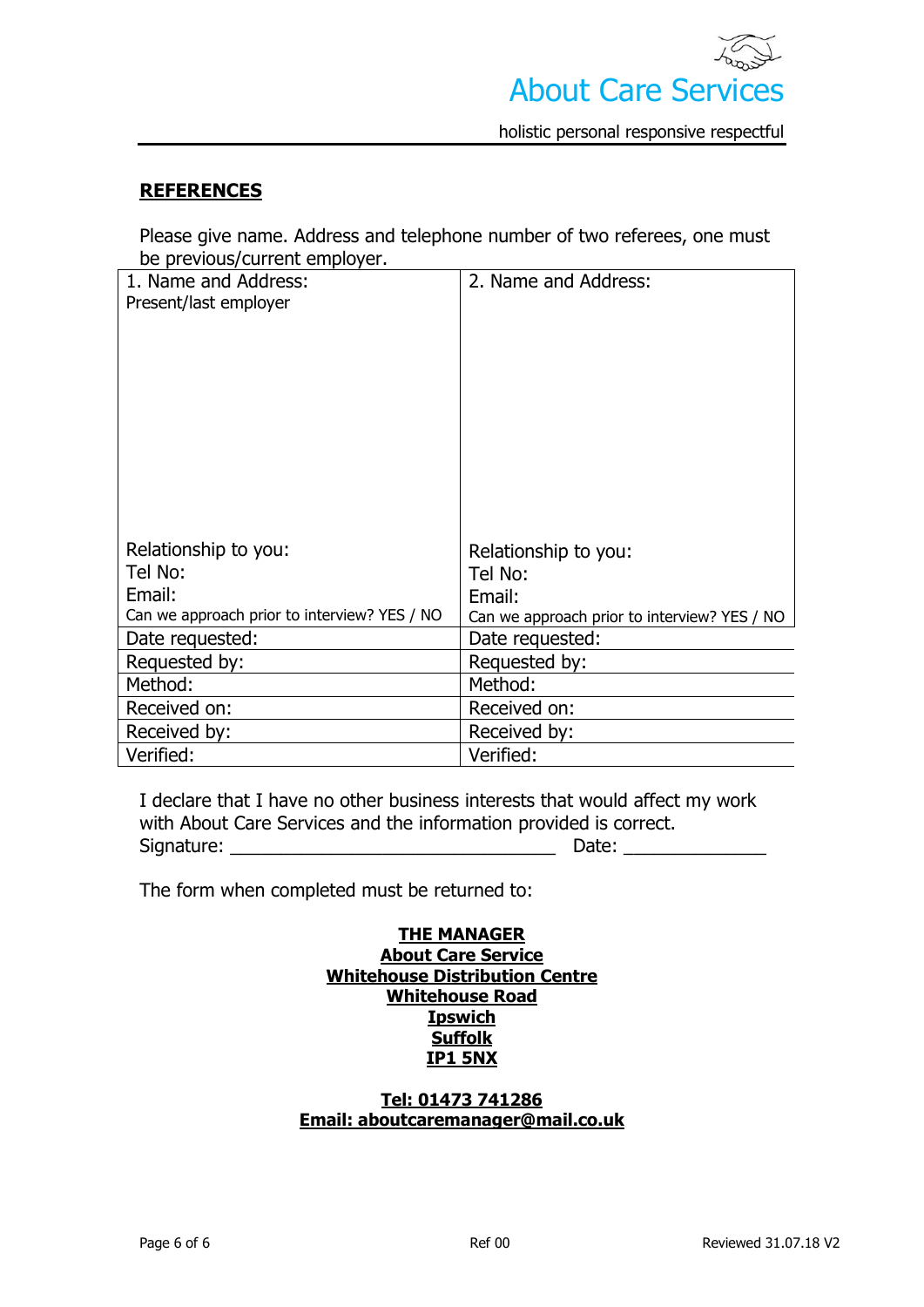## REFERENCES

Please give name. Address and telephone number of two referees, one must be previous/current employer.

| | |
|---|---|
| 1. Name and Address:<br>Present/last employer<br><br><br><br><br>Relationship to you:<br>Tel No:<br>Email:<br>Can we approach prior to interview? YES / NO | 2. Name and Address:<br><br><br><br><br><br>Relationship to you:<br>Tel No:<br>Email:<br>Can we approach prior to interview? YES / NO |
| Date requested: | Date requested: |
| Requested by: | Requested by: |
| Method: | Method: |
| Received on: | Received on: |
| Received by: | Received by: |
| Verified: | Verified: |

I declare that I have no other business interests that would affect my work with About Care Services and the information provided is correct.
Signature: _______________________________ Date: _____________

The form when completed must be returned to:

**THE MANAGER**
**About Care Service**
**Whitehouse Distribution Centre**
**Whitehouse Road**
**Ipswich**
**Suffolk**
**IP1 5NX**

**Tel: 01473 741286**
**Email: aboutcaremanager@mail.co.uk**